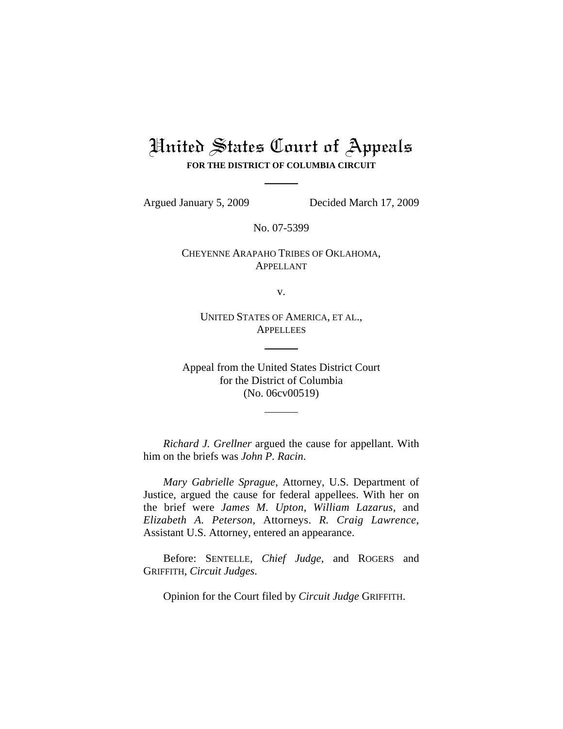# United States Court of Appeals

**FOR THE DISTRICT OF COLUMBIA CIRCUIT**

Argued January 5, 2009 Decided March 17, 2009

No. 07-5399

CHEYENNE ARAPAHO TRIBES OF OKLAHOMA,
APPELLANT

v.

UNITED STATES OF AMERICA, ET AL.,
APPELLEES

Appeal from the United States District Court
for the District of Columbia
(No. 06cv00519)

*Richard J. Grellner* argued the cause for appellant. With him on the briefs was *John P. Racin*.

*Mary Gabrielle Sprague*, Attorney, U.S. Department of Justice, argued the cause for federal appellees. With her on the brief were *James M. Upton*, *William Lazarus*, and *Elizabeth A. Peterson*, Attorneys. *R. Craig Lawrence*, Assistant U.S. Attorney, entered an appearance.

Before: SENTELLE, *Chief Judge*, and ROGERS and GRIFFITH, *Circuit Judges*.

Opinion for the Court filed by *Circuit Judge* GRIFFITH.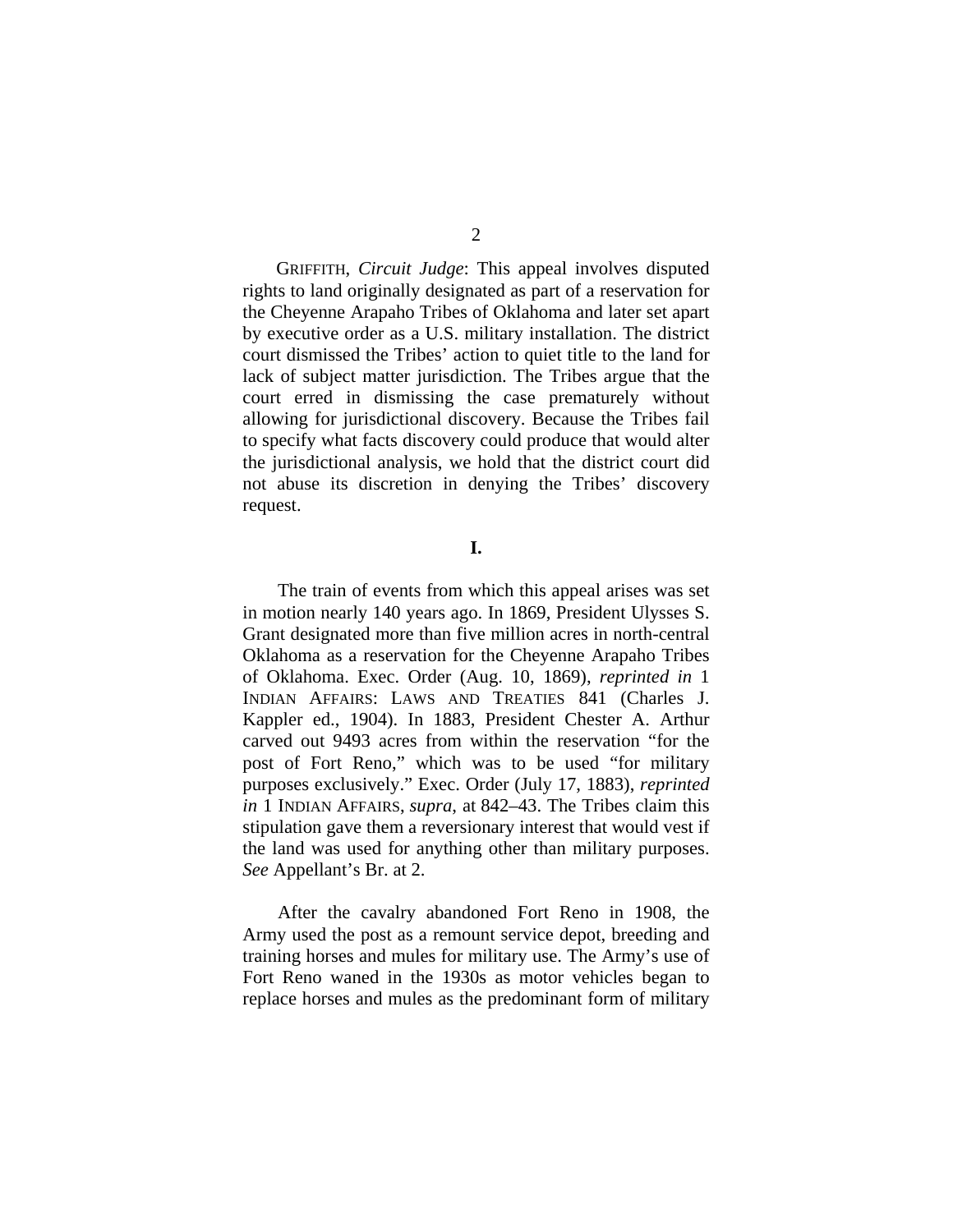GRIFFITH, *Circuit Judge*: This appeal involves disputed rights to land originally designated as part of a reservation for the Cheyenne Arapaho Tribes of Oklahoma and later set apart by executive order as a U.S. military installation. The district court dismissed the Tribes' action to quiet title to the land for lack of subject matter jurisdiction. The Tribes argue that the court erred in dismissing the case prematurely without allowing for jurisdictional discovery. Because the Tribes fail to specify what facts discovery could produce that would alter the jurisdictional analysis, we hold that the district court did not abuse its discretion in denying the Tribes' discovery request.

**I.**

The train of events from which this appeal arises was set in motion nearly 140 years ago. In 1869, President Ulysses S. Grant designated more than five million acres in north-central Oklahoma as a reservation for the Cheyenne Arapaho Tribes of Oklahoma. Exec. Order (Aug. 10, 1869), *reprinted in* 1 INDIAN AFFAIRS: LAWS AND TREATIES 841 (Charles J. Kappler ed., 1904). In 1883, President Chester A. Arthur carved out 9493 acres from within the reservation "for the post of Fort Reno," which was to be used "for military purposes exclusively." Exec. Order (July 17, 1883), *reprinted in* 1 INDIAN AFFAIRS, *supra*, at 842–43. The Tribes claim this stipulation gave them a reversionary interest that would vest if the land was used for anything other than military purposes. *See* Appellant's Br. at 2.

After the cavalry abandoned Fort Reno in 1908, the Army used the post as a remount service depot, breeding and training horses and mules for military use. The Army's use of Fort Reno waned in the 1930s as motor vehicles began to replace horses and mules as the predominant form of military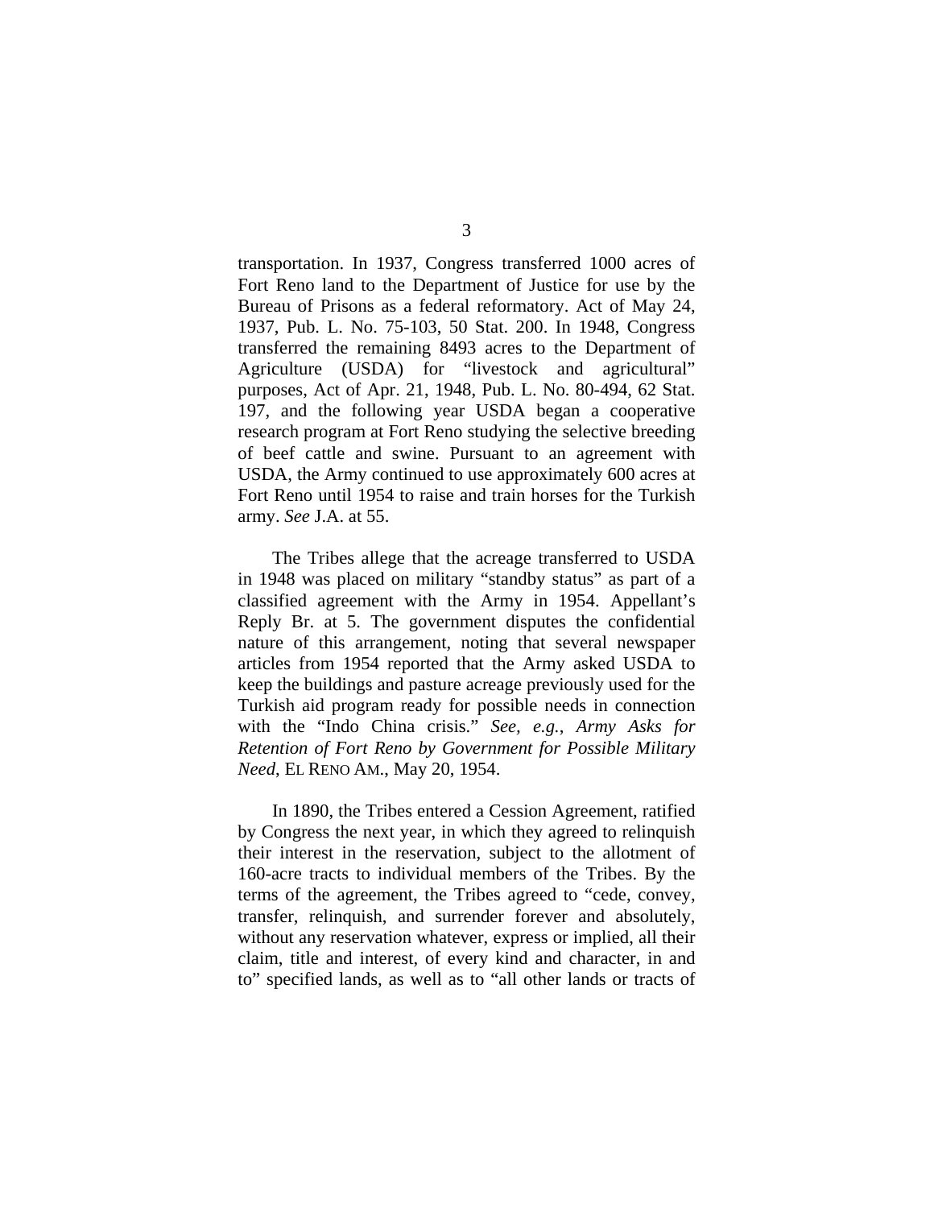transportation. In 1937, Congress transferred 1000 acres of Fort Reno land to the Department of Justice for use by the Bureau of Prisons as a federal reformatory. Act of May 24, 1937, Pub. L. No. 75-103, 50 Stat. 200. In 1948, Congress transferred the remaining 8493 acres to the Department of Agriculture (USDA) for "livestock and agricultural" purposes, Act of Apr. 21, 1948, Pub. L. No. 80-494, 62 Stat. 197, and the following year USDA began a cooperative research program at Fort Reno studying the selective breeding of beef cattle and swine. Pursuant to an agreement with USDA, the Army continued to use approximately 600 acres at Fort Reno until 1954 to raise and train horses for the Turkish army. *See* J.A. at 55.

The Tribes allege that the acreage transferred to USDA in 1948 was placed on military "standby status" as part of a classified agreement with the Army in 1954. Appellant's Reply Br. at 5. The government disputes the confidential nature of this arrangement, noting that several newspaper articles from 1954 reported that the Army asked USDA to keep the buildings and pasture acreage previously used for the Turkish aid program ready for possible needs in connection with the "Indo China crisis." *See, e.g.*, *Army Asks for Retention of Fort Reno by Government for Possible Military Need*, EL RENO AM., May 20, 1954.

In 1890, the Tribes entered a Cession Agreement, ratified by Congress the next year, in which they agreed to relinquish their interest in the reservation, subject to the allotment of 160-acre tracts to individual members of the Tribes. By the terms of the agreement, the Tribes agreed to "cede, convey, transfer, relinquish, and surrender forever and absolutely, without any reservation whatever, express or implied, all their claim, title and interest, of every kind and character, in and to" specified lands, as well as to "all other lands or tracts of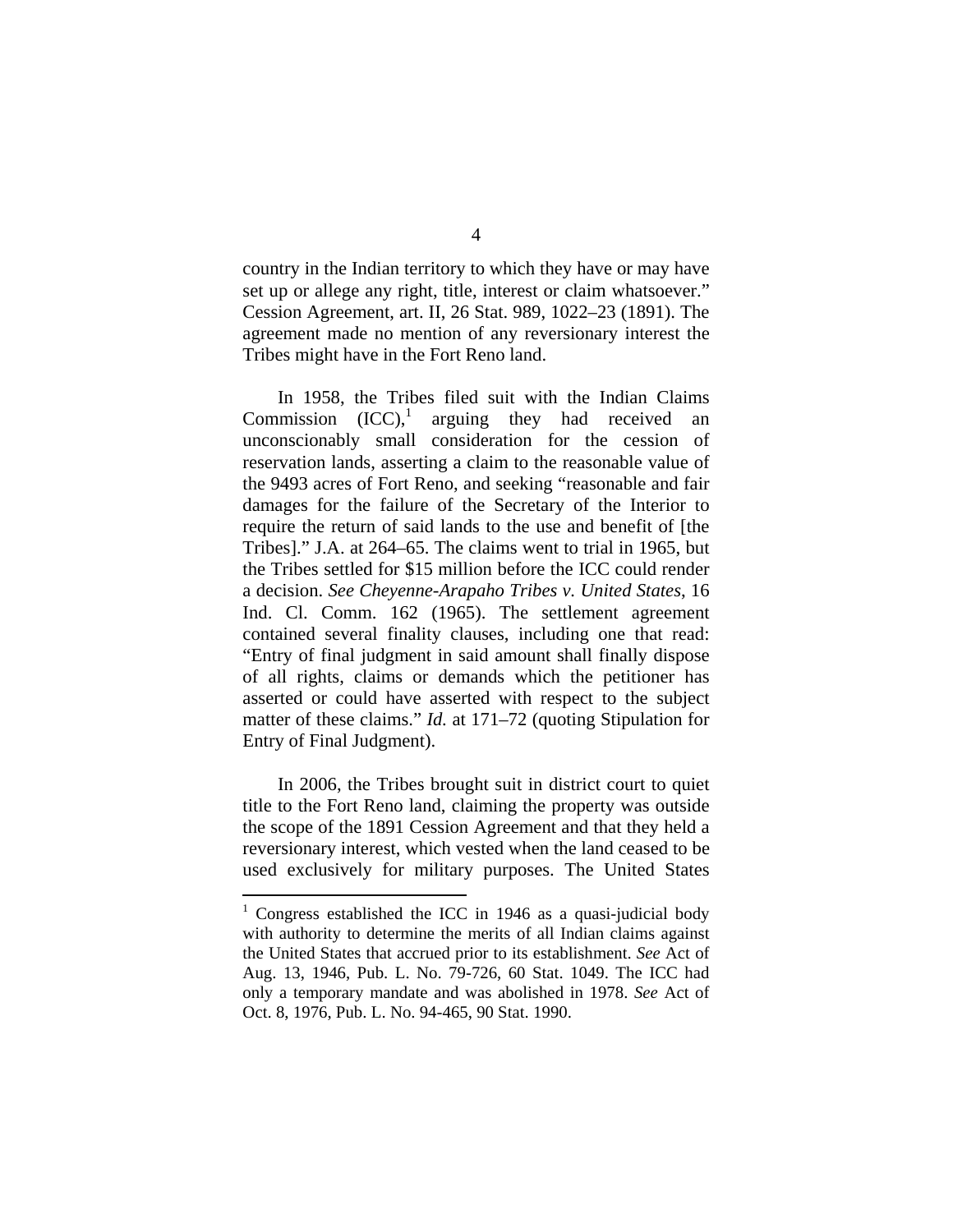country in the Indian territory to which they have or may have set up or allege any right, title, interest or claim whatsoever." Cession Agreement, art. II, 26 Stat. 989, 1022–23 (1891). The agreement made no mention of any reversionary interest the Tribes might have in the Fort Reno land.

In 1958, the Tribes filed suit with the Indian Claims Commission (ICC),[1] arguing they had received an unconscionably small consideration for the cession of reservation lands, asserting a claim to the reasonable value of the 9493 acres of Fort Reno, and seeking "reasonable and fair damages for the failure of the Secretary of the Interior to require the return of said lands to the use and benefit of [the Tribes]." J.A. at 264–65. The claims went to trial in 1965, but the Tribes settled for $15 million before the ICC could render a decision. *See Cheyenne-Arapaho Tribes v. United States*, 16 Ind. Cl. Comm. 162 (1965). The settlement agreement contained several finality clauses, including one that read: "Entry of final judgment in said amount shall finally dispose of all rights, claims or demands which the petitioner has asserted or could have asserted with respect to the subject matter of these claims." *Id.* at 171–72 (quoting Stipulation for Entry of Final Judgment).

In 2006, the Tribes brought suit in district court to quiet title to the Fort Reno land, claiming the property was outside the scope of the 1891 Cession Agreement and that they held a reversionary interest, which vested when the land ceased to be used exclusively for military purposes. The United States

[1] Congress established the ICC in 1946 as a quasi-judicial body with authority to determine the merits of all Indian claims against the United States that accrued prior to its establishment. *See* Act of Aug. 13, 1946, Pub. L. No. 79-726, 60 Stat. 1049. The ICC had only a temporary mandate and was abolished in 1978. *See* Act of Oct. 8, 1976, Pub. L. No. 94-465, 90 Stat. 1990.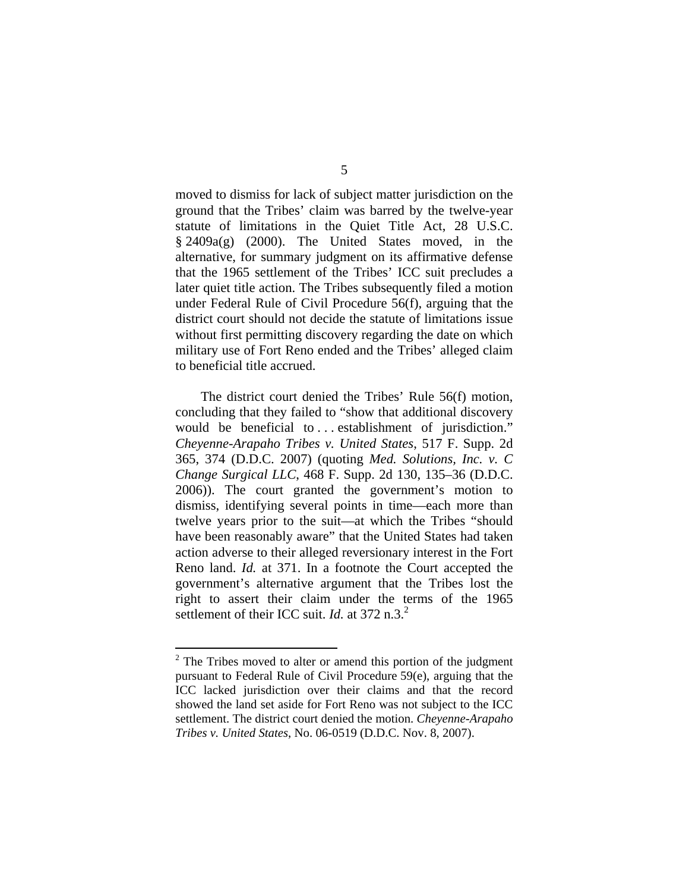moved to dismiss for lack of subject matter jurisdiction on the ground that the Tribes' claim was barred by the twelve-year statute of limitations in the Quiet Title Act, 28 U.S.C. § 2409a(g) (2000). The United States moved, in the alternative, for summary judgment on its affirmative defense that the 1965 settlement of the Tribes' ICC suit precludes a later quiet title action. The Tribes subsequently filed a motion under Federal Rule of Civil Procedure 56(f), arguing that the district court should not decide the statute of limitations issue without first permitting discovery regarding the date on which military use of Fort Reno ended and the Tribes' alleged claim to beneficial title accrued.

The district court denied the Tribes' Rule 56(f) motion, concluding that they failed to "show that additional discovery would be beneficial to . . . establishment of jurisdiction." *Cheyenne-Arapaho Tribes v. United States*, 517 F. Supp. 2d 365, 374 (D.D.C. 2007) (quoting *Med. Solutions, Inc. v. C Change Surgical LLC*, 468 F. Supp. 2d 130, 135–36 (D.D.C. 2006)). The court granted the government's motion to dismiss, identifying several points in time—each more than twelve years prior to the suit—at which the Tribes "should have been reasonably aware" that the United States had taken action adverse to their alleged reversionary interest in the Fort Reno land. *Id.* at 371. In a footnote the Court accepted the government's alternative argument that the Tribes lost the right to assert their claim under the terms of the 1965 settlement of their ICC suit. *Id.* at 372 n.3.[2]

---

[2] The Tribes moved to alter or amend this portion of the judgment pursuant to Federal Rule of Civil Procedure 59(e), arguing that the ICC lacked jurisdiction over their claims and that the record showed the land set aside for Fort Reno was not subject to the ICC settlement. The district court denied the motion. *Cheyenne-Arapaho Tribes v. United States*, No. 06-0519 (D.D.C. Nov. 8, 2007).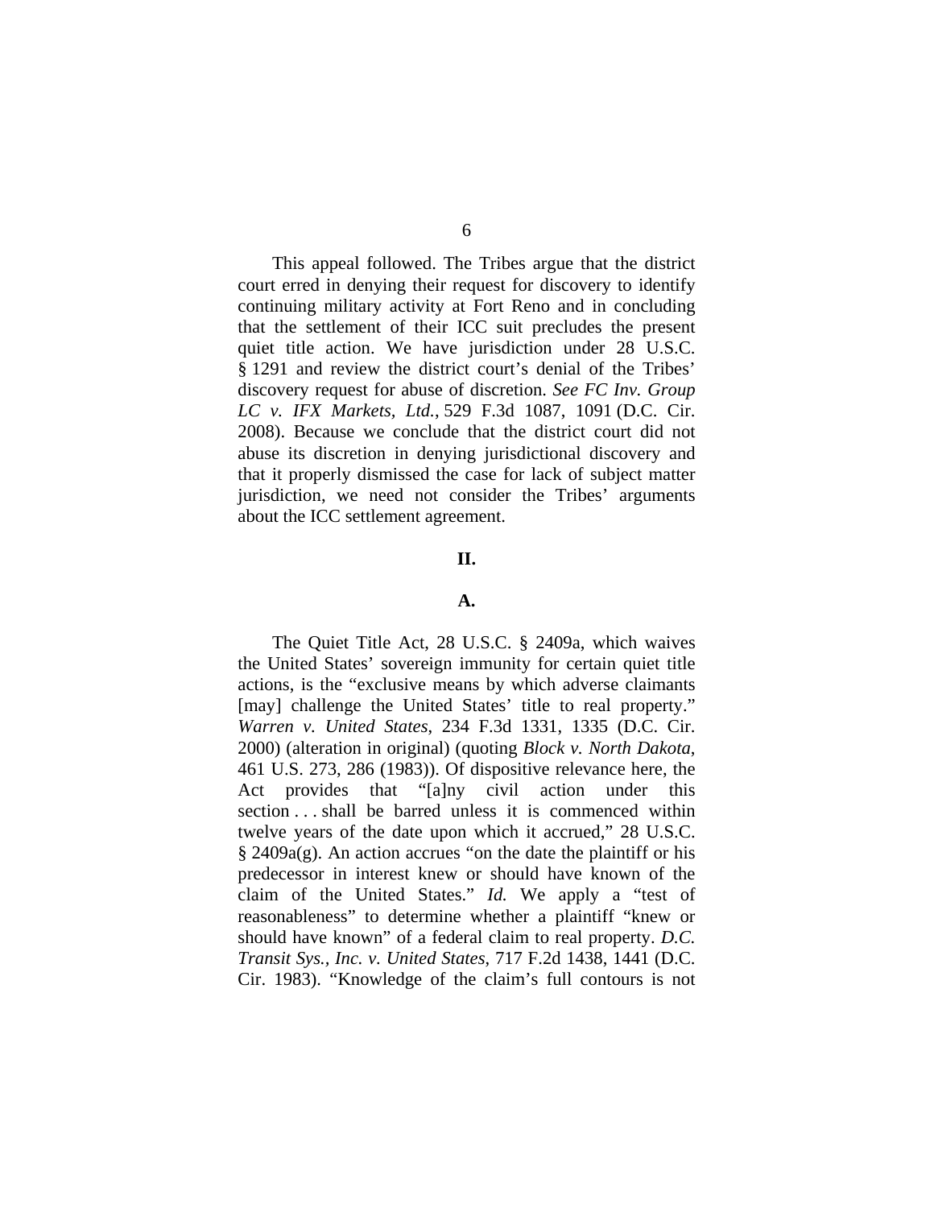This appeal followed. The Tribes argue that the district court erred in denying their request for discovery to identify continuing military activity at Fort Reno and in concluding that the settlement of their ICC suit precludes the present quiet title action. We have jurisdiction under 28 U.S.C. § 1291 and review the district court's denial of the Tribes' discovery request for abuse of discretion. *See FC Inv. Group LC v. IFX Markets, Ltd.*, 529 F.3d 1087, 1091 (D.C. Cir. 2008). Because we conclude that the district court did not abuse its discretion in denying jurisdictional discovery and that it properly dismissed the case for lack of subject matter jurisdiction, we need not consider the Tribes' arguments about the ICC settlement agreement.

## II.

### A.

The Quiet Title Act, 28 U.S.C. § 2409a, which waives the United States' sovereign immunity for certain quiet title actions, is the "exclusive means by which adverse claimants [may] challenge the United States' title to real property." *Warren v. United States*, 234 F.3d 1331, 1335 (D.C. Cir. 2000) (alteration in original) (quoting *Block v. North Dakota*, 461 U.S. 273, 286 (1983)). Of dispositive relevance here, the Act provides that "[a]ny civil action under this section . . . shall be barred unless it is commenced within twelve years of the date upon which it accrued," 28 U.S.C. § 2409a(g). An action accrues "on the date the plaintiff or his predecessor in interest knew or should have known of the claim of the United States." *Id.* We apply a "test of reasonableness" to determine whether a plaintiff "knew or should have known" of a federal claim to real property. *D.C. Transit Sys., Inc. v. United States*, 717 F.2d 1438, 1441 (D.C. Cir. 1983). "Knowledge of the claim's full contours is not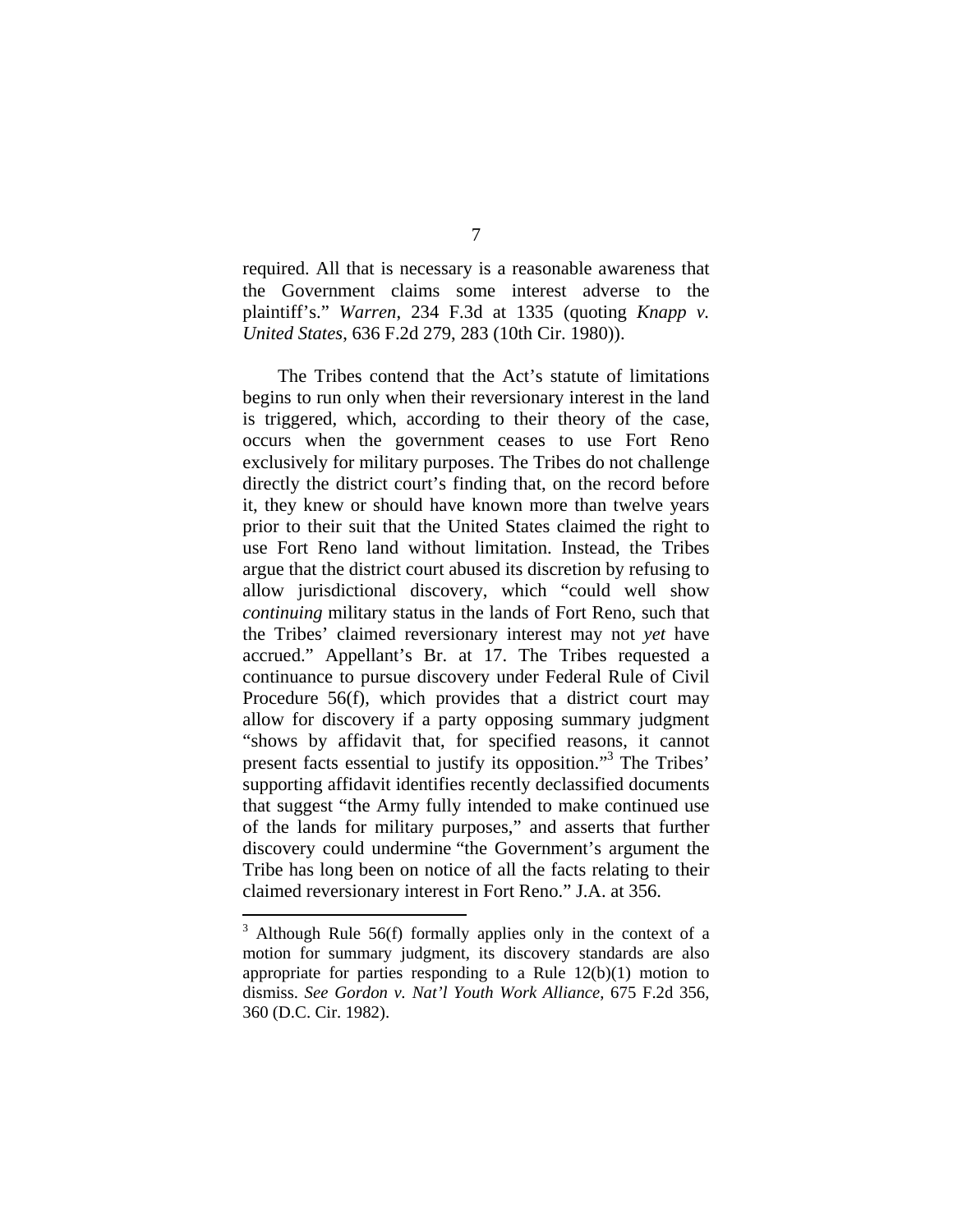required. All that is necessary is a reasonable awareness that the Government claims some interest adverse to the plaintiff's." *Warren*, 234 F.3d at 1335 (quoting *Knapp v. United States*, 636 F.2d 279, 283 (10th Cir. 1980)).

The Tribes contend that the Act's statute of limitations begins to run only when their reversionary interest in the land is triggered, which, according to their theory of the case, occurs when the government ceases to use Fort Reno exclusively for military purposes. The Tribes do not challenge directly the district court's finding that, on the record before it, they knew or should have known more than twelve years prior to their suit that the United States claimed the right to use Fort Reno land without limitation. Instead, the Tribes argue that the district court abused its discretion by refusing to allow jurisdictional discovery, which "could well show *continuing* military status in the lands of Fort Reno, such that the Tribes' claimed reversionary interest may not *yet* have accrued." Appellant's Br. at 17. The Tribes requested a continuance to pursue discovery under Federal Rule of Civil Procedure 56(f), which provides that a district court may allow for discovery if a party opposing summary judgment "shows by affidavit that, for specified reasons, it cannot present facts essential to justify its opposition."[3] The Tribes' supporting affidavit identifies recently declassified documents that suggest "the Army fully intended to make continued use of the lands for military purposes," and asserts that further discovery could undermine "the Government's argument the Tribe has long been on notice of all the facts relating to their claimed reversionary interest in Fort Reno." J.A. at 356.

[3] Although Rule 56(f) formally applies only in the context of a motion for summary judgment, its discovery standards are also appropriate for parties responding to a Rule 12(b)(1) motion to dismiss. *See Gordon v. Nat'l Youth Work Alliance*, 675 F.2d 356, 360 (D.C. Cir. 1982).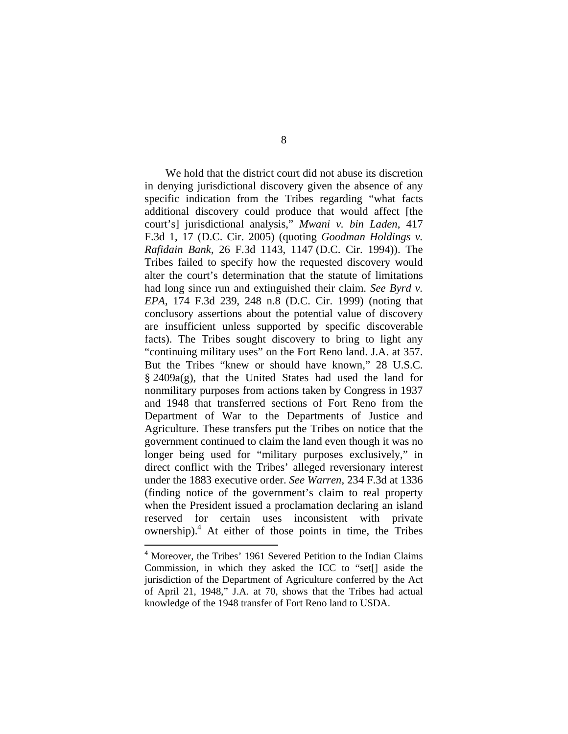We hold that the district court did not abuse its discretion in denying jurisdictional discovery given the absence of any specific indication from the Tribes regarding "what facts additional discovery could produce that would affect [the court's] jurisdictional analysis," *Mwani v. bin Laden*, 417 F.3d 1, 17 (D.C. Cir. 2005) (quoting *Goodman Holdings v. Rafidain Bank*, 26 F.3d 1143, 1147 (D.C. Cir. 1994)). The Tribes failed to specify how the requested discovery would alter the court's determination that the statute of limitations had long since run and extinguished their claim. *See Byrd v. EPA*, 174 F.3d 239, 248 n.8 (D.C. Cir. 1999) (noting that conclusory assertions about the potential value of discovery are insufficient unless supported by specific discoverable facts). The Tribes sought discovery to bring to light any "continuing military uses" on the Fort Reno land. J.A. at 357. But the Tribes "knew or should have known," 28 U.S.C. § 2409a(g), that the United States had used the land for nonmilitary purposes from actions taken by Congress in 1937 and 1948 that transferred sections of Fort Reno from the Department of War to the Departments of Justice and Agriculture. These transfers put the Tribes on notice that the government continued to claim the land even though it was no longer being used for "military purposes exclusively," in direct conflict with the Tribes' alleged reversionary interest under the 1883 executive order. *See Warren*, 234 F.3d at 1336 (finding notice of the government's claim to real property when the President issued a proclamation declaring an island reserved for certain uses inconsistent with private ownership).[4] At either of those points in time, the Tribes

---

[4] Moreover, the Tribes' 1961 Severed Petition to the Indian Claims Commission, in which they asked the ICC to "set[] aside the jurisdiction of the Department of Agriculture conferred by the Act of April 21, 1948," J.A. at 70, shows that the Tribes had actual knowledge of the 1948 transfer of Fort Reno land to USDA.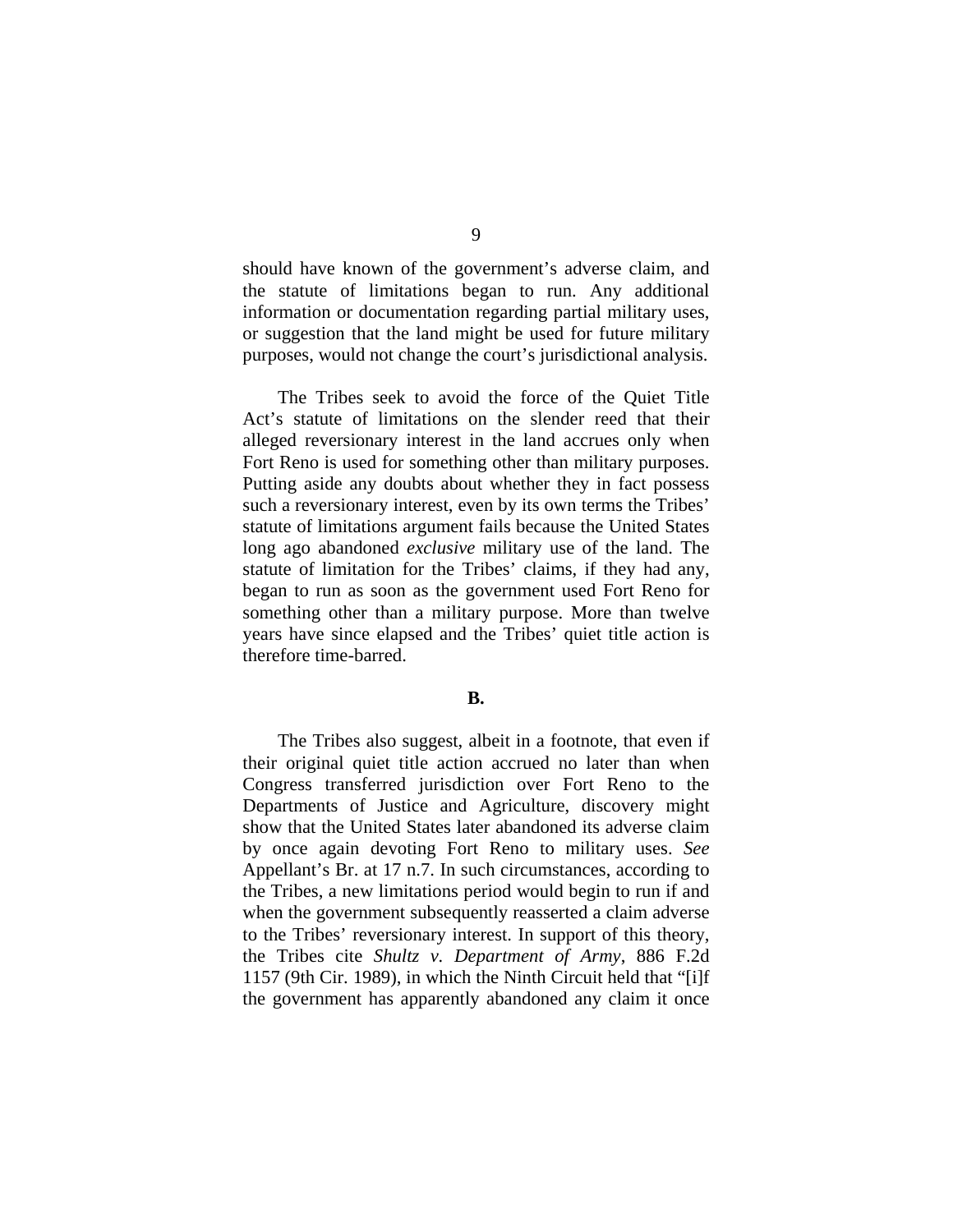should have known of the government's adverse claim, and the statute of limitations began to run. Any additional information or documentation regarding partial military uses, or suggestion that the land might be used for future military purposes, would not change the court's jurisdictional analysis.

The Tribes seek to avoid the force of the Quiet Title Act's statute of limitations on the slender reed that their alleged reversionary interest in the land accrues only when Fort Reno is used for something other than military purposes. Putting aside any doubts about whether they in fact possess such a reversionary interest, even by its own terms the Tribes' statute of limitations argument fails because the United States long ago abandoned *exclusive* military use of the land. The statute of limitation for the Tribes' claims, if they had any, began to run as soon as the government used Fort Reno for something other than a military purpose. More than twelve years have since elapsed and the Tribes' quiet title action is therefore time-barred.

**B.**

The Tribes also suggest, albeit in a footnote, that even if their original quiet title action accrued no later than when Congress transferred jurisdiction over Fort Reno to the Departments of Justice and Agriculture, discovery might show that the United States later abandoned its adverse claim by once again devoting Fort Reno to military uses. *See* Appellant's Br. at 17 n.7. In such circumstances, according to the Tribes, a new limitations period would begin to run if and when the government subsequently reasserted a claim adverse to the Tribes' reversionary interest. In support of this theory, the Tribes cite *Shultz v. Department of Army*, 886 F.2d 1157 (9th Cir. 1989), in which the Ninth Circuit held that "[i]f the government has apparently abandoned any claim it once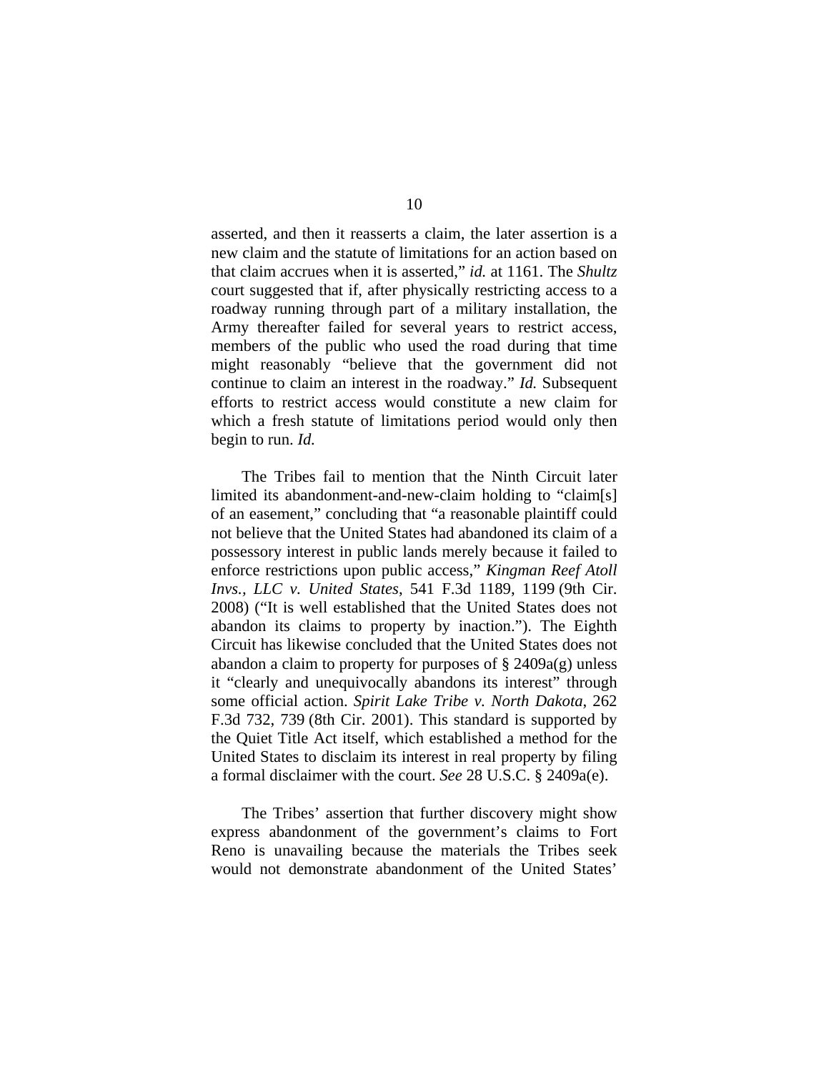asserted, and then it reasserts a claim, the later assertion is a new claim and the statute of limitations for an action based on that claim accrues when it is asserted," *id.* at 1161. The *Shultz* court suggested that if, after physically restricting access to a roadway running through part of a military installation, the Army thereafter failed for several years to restrict access, members of the public who used the road during that time might reasonably "believe that the government did not continue to claim an interest in the roadway." *Id.* Subsequent efforts to restrict access would constitute a new claim for which a fresh statute of limitations period would only then begin to run. *Id.*

The Tribes fail to mention that the Ninth Circuit later limited its abandonment-and-new-claim holding to "claim[s] of an easement," concluding that "a reasonable plaintiff could not believe that the United States had abandoned its claim of a possessory interest in public lands merely because it failed to enforce restrictions upon public access," *Kingman Reef Atoll Invs., LLC v. United States*, 541 F.3d 1189, 1199 (9th Cir. 2008) ("It is well established that the United States does not abandon its claims to property by inaction."). The Eighth Circuit has likewise concluded that the United States does not abandon a claim to property for purposes of § 2409a(g) unless it "clearly and unequivocally abandons its interest" through some official action. *Spirit Lake Tribe v. North Dakota*, 262 F.3d 732, 739 (8th Cir. 2001). This standard is supported by the Quiet Title Act itself, which established a method for the United States to disclaim its interest in real property by filing a formal disclaimer with the court. *See* 28 U.S.C. § 2409a(e).

The Tribes' assertion that further discovery might show express abandonment of the government's claims to Fort Reno is unavailing because the materials the Tribes seek would not demonstrate abandonment of the United States'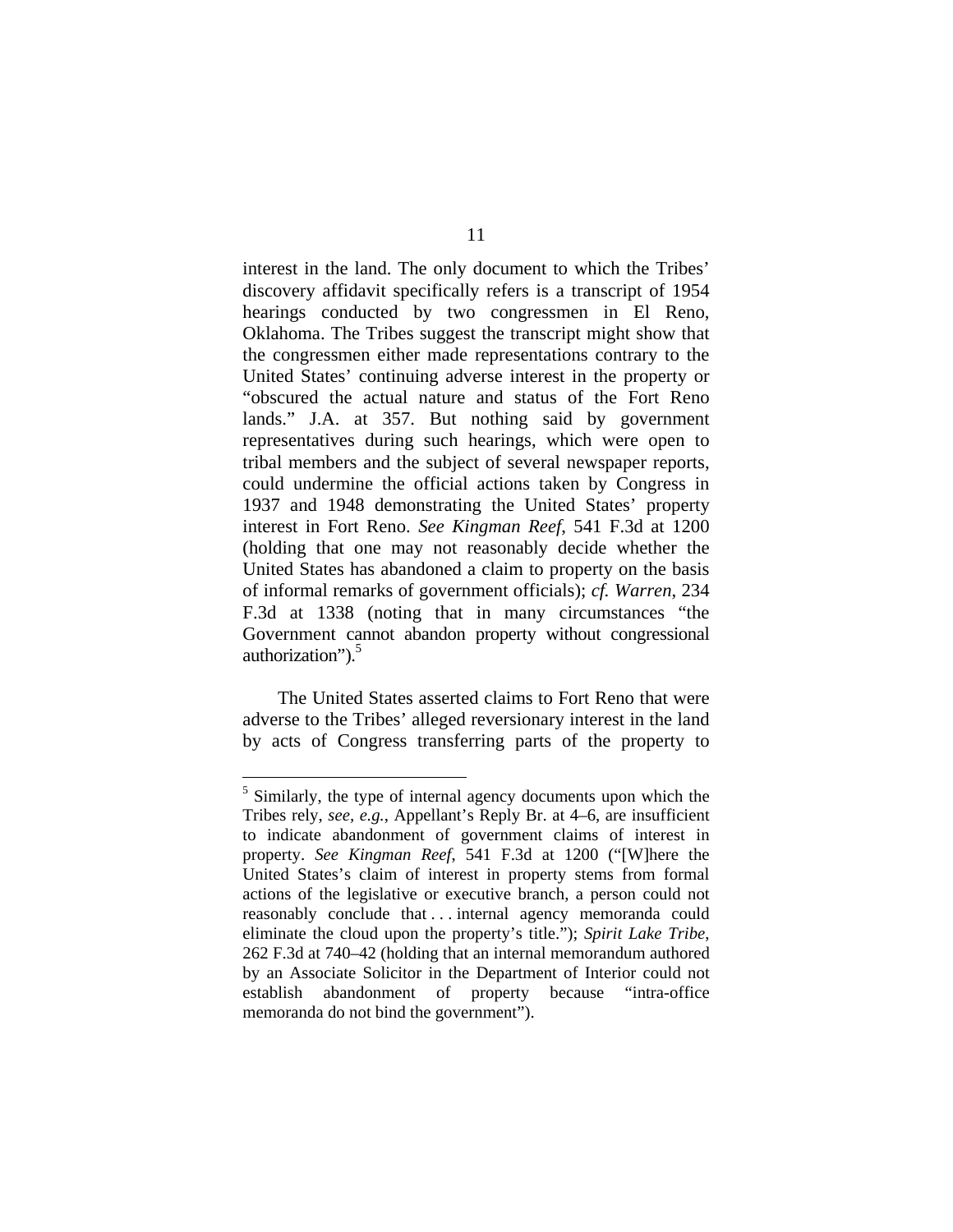interest in the land. The only document to which the Tribes' discovery affidavit specifically refers is a transcript of 1954 hearings conducted by two congressmen in El Reno, Oklahoma. The Tribes suggest the transcript might show that the congressmen either made representations contrary to the United States' continuing adverse interest in the property or "obscured the actual nature and status of the Fort Reno lands." J.A. at 357. But nothing said by government representatives during such hearings, which were open to tribal members and the subject of several newspaper reports, could undermine the official actions taken by Congress in 1937 and 1948 demonstrating the United States' property interest in Fort Reno. *See Kingman Reef*, 541 F.3d at 1200 (holding that one may not reasonably decide whether the United States has abandoned a claim to property on the basis of informal remarks of government officials); *cf. Warren*, 234 F.3d at 1338 (noting that in many circumstances "the Government cannot abandon property without congressional authorization").[5]

The United States asserted claims to Fort Reno that were adverse to the Tribes' alleged reversionary interest in the land by acts of Congress transferring parts of the property to

---

[5] Similarly, the type of internal agency documents upon which the Tribes rely, *see, e.g.*, Appellant's Reply Br. at 4–6, are insufficient to indicate abandonment of government claims of interest in property. *See Kingman Reef*, 541 F.3d at 1200 ("[W]here the United States's claim of interest in property stems from formal actions of the legislative or executive branch, a person could not reasonably conclude that . . . internal agency memoranda could eliminate the cloud upon the property's title."); *Spirit Lake Tribe*, 262 F.3d at 740–42 (holding that an internal memorandum authored by an Associate Solicitor in the Department of Interior could not establish abandonment of property because "intra-office memoranda do not bind the government").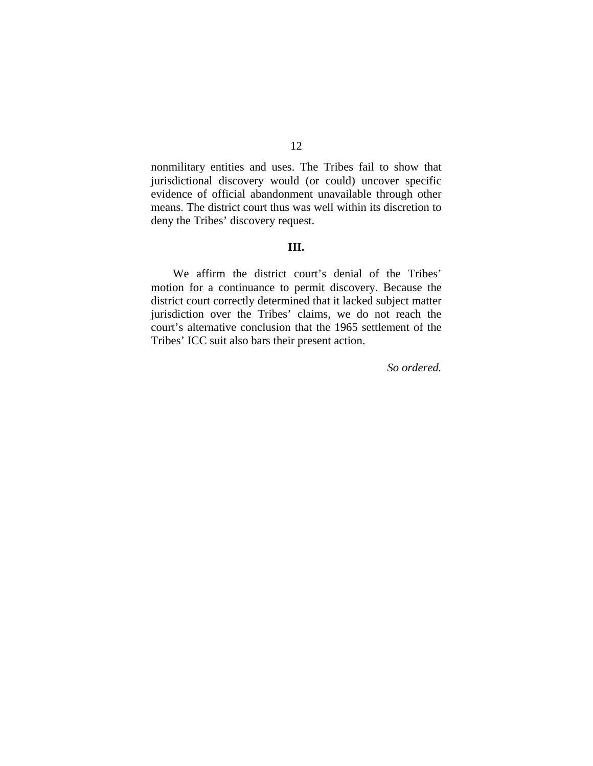nonmilitary entities and uses. The Tribes fail to show that jurisdictional discovery would (or could) uncover specific evidence of official abandonment unavailable through other means. The district court thus was well within its discretion to deny the Tribes' discovery request.

## III.

We affirm the district court's denial of the Tribes' motion for a continuance to permit discovery. Because the district court correctly determined that it lacked subject matter jurisdiction over the Tribes' claims, we do not reach the court's alternative conclusion that the 1965 settlement of the Tribes' ICC suit also bars their present action.

*So ordered.*